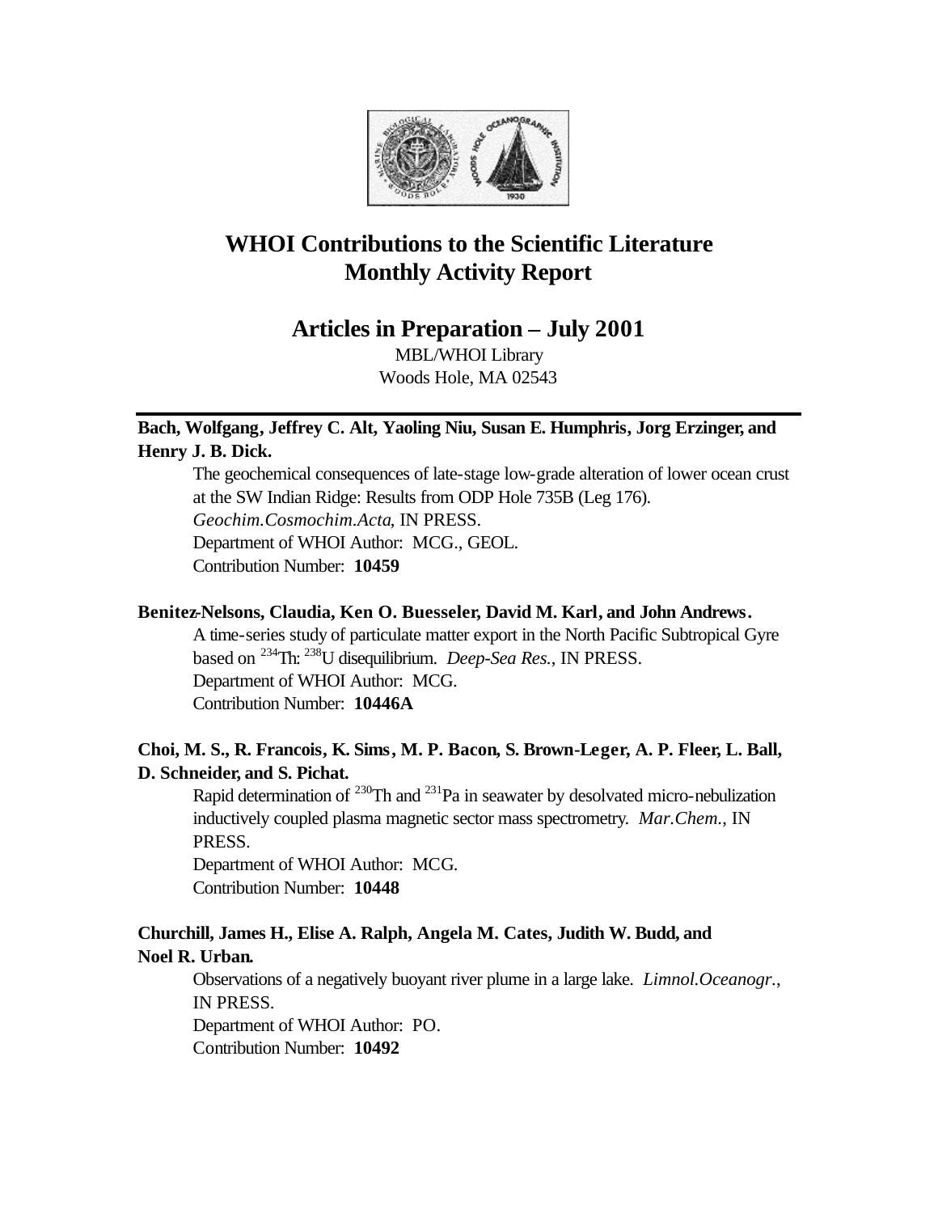# WHOI Contributions to the Scientific Literature
# Monthly Activity Report

## Articles in Preparation – July 2001

MBL/WHOI Library
Woods Hole, MA 02543

---

**Bach, Wolfgang, Jeffrey C. Alt, Yaoling Niu, Susan E. Humphris, Jorg Erzinger, and Henry J. B. Dick.**

The geochemical consequences of late-stage low-grade alteration of lower ocean crust at the SW Indian Ridge: Results from ODP Hole 735B (Leg 176). *Geochim.Cosmochim.Acta*, IN PRESS.
Department of WHOI Author: MCG., GEOL.
Contribution Number: **10459**

**Benitez-Nelsons, Claudia, Ken O. Buesseler, David M. Karl, and John Andrews.**

A time-series study of particulate matter export in the North Pacific Subtropical Gyre based on $^{234}$Th: $^{238}$U disequilibrium. *Deep-Sea Res.*, IN PRESS.
Department of WHOI Author: MCG.
Contribution Number: **10446A**

**Choi, M. S., R. Francois, K. Sims, M. P. Bacon, S. Brown-Leger, A. P. Fleer, L. Ball, D. Schneider, and S. Pichat.**

Rapid determination of $^{230}$Th and $^{231}$Pa in seawater by desolvated micro-nebulization inductively coupled plasma magnetic sector mass spectrometry. *Mar.Chem.*, IN PRESS.
Department of WHOI Author: MCG.
Contribution Number: **10448**

**Churchill, James H., Elise A. Ralph, Angela M. Cates, Judith W. Budd, and Noel R. Urban.**

Observations of a negatively buoyant river plume in a large lake. *Limnol.Oceanogr.*, IN PRESS.
Department of WHOI Author: PO.
Contribution Number: **10492**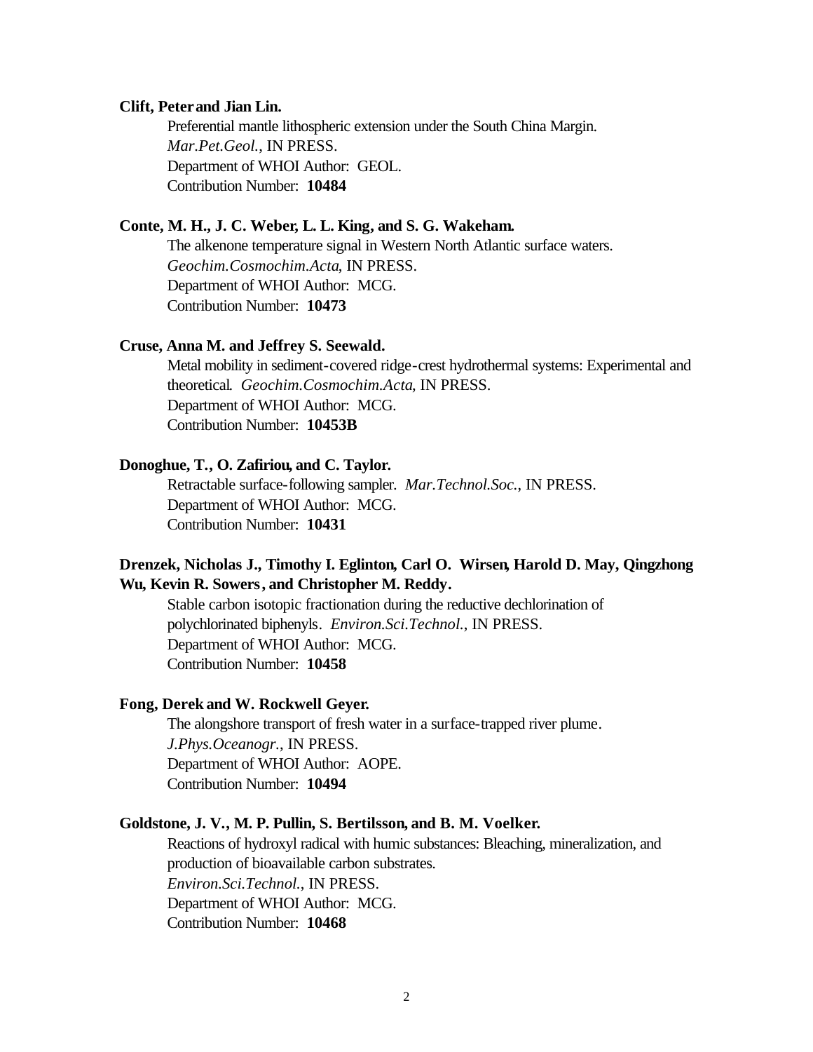**Clift, Peter and Jian Lin.**

Preferential mantle lithospheric extension under the South China Margin.
*Mar.Pet.Geol.*, IN PRESS.
Department of WHOI Author: GEOL.
Contribution Number: **10484**

**Conte, M. H., J. C. Weber, L. L. King, and S. G. Wakeham.**

The alkenone temperature signal in Western North Atlantic surface waters.
*Geochim.Cosmochim.Acta*, IN PRESS.
Department of WHOI Author: MCG.
Contribution Number: **10473**

**Cruse, Anna M. and Jeffrey S. Seewald.**

Metal mobility in sediment-covered ridge-crest hydrothermal systems: Experimental and theoretical. *Geochim.Cosmochim.Acta*, IN PRESS.
Department of WHOI Author: MCG.
Contribution Number: **10453B**

**Donoghue, T., O. Zafiriou, and C. Taylor.**

Retractable surface-following sampler. *Mar.Technol.Soc.*, IN PRESS.
Department of WHOI Author: MCG.
Contribution Number: **10431**

**Drenzek, Nicholas J., Timothy I. Eglinton, Carl O. Wirsen, Harold D. May, Qingzhong Wu, Kevin R. Sowers, and Christopher M. Reddy.**

Stable carbon isotopic fractionation during the reductive dechlorination of polychlorinated biphenyls. *Environ.Sci.Technol.*, IN PRESS.
Department of WHOI Author: MCG.
Contribution Number: **10458**

**Fong, Derek and W. Rockwell Geyer.**

The alongshore transport of fresh water in a surface-trapped river plume.
*J.Phys.Oceanogr.*, IN PRESS.
Department of WHOI Author: AOPE.
Contribution Number: **10494**

**Goldstone, J. V., M. P. Pullin, S. Bertilsson, and B. M. Voelker.**

Reactions of hydroxyl radical with humic substances: Bleaching, mineralization, and production of bioavailable carbon substrates.
*Environ.Sci.Technol.*, IN PRESS.
Department of WHOI Author: MCG.
Contribution Number: **10468**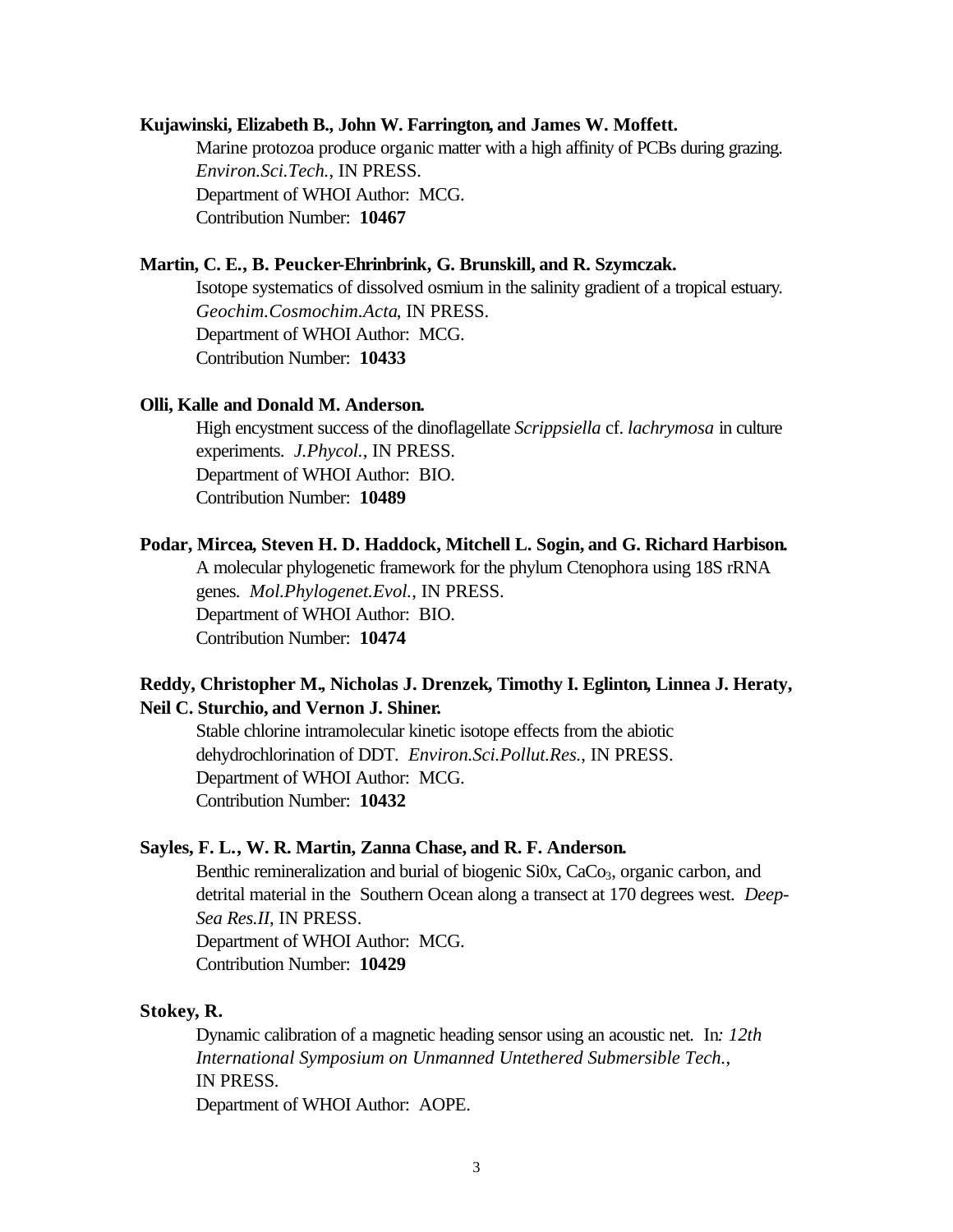**Kujawinski, Elizabeth B., John W. Farrington, and James W. Moffett.**

Marine protozoa produce organic matter with a high affinity of PCBs during grazing. *Environ.Sci.Tech.*, IN PRESS.
Department of WHOI Author: MCG.
Contribution Number: **10467**

**Martin, C. E., B. Peucker-Ehrinbrink, G. Brunskill, and R. Szymczak.**

Isotope systematics of dissolved osmium in the salinity gradient of a tropical estuary. *Geochim.Cosmochim.Acta*, IN PRESS.
Department of WHOI Author: MCG.
Contribution Number: **10433**

**Olli, Kalle and Donald M. Anderson.**

High encystment success of the dinoflagellate *Scrippsiella* cf. *lachrymosa* in culture experiments. *J.Phycol.*, IN PRESS.
Department of WHOI Author: BIO.
Contribution Number: **10489**

**Podar, Mircea, Steven H. D. Haddock, Mitchell L. Sogin, and G. Richard Harbison.**

A molecular phylogenetic framework for the phylum Ctenophora using 18S rRNA genes. *Mol.Phylogenet.Evol.*, IN PRESS.
Department of WHOI Author: BIO.
Contribution Number: **10474**

**Reddy, Christopher M., Nicholas J. Drenzek, Timothy I. Eglinton, Linnea J. Heraty, Neil C. Sturchio, and Vernon J. Shiner.**

Stable chlorine intramolecular kinetic isotope effects from the abiotic dehydrochlorination of DDT. *Environ.Sci.Pollut.Res.*, IN PRESS.
Department of WHOI Author: MCG.
Contribution Number: **10432**

**Sayles, F. L., W. R. Martin, Zanna Chase, and R. F. Anderson.**

Benthic remineralization and burial of biogenic Si0x, $CaCo_3$, organic carbon, and detrital material in the Southern Ocean along a transect at 170 degrees west. *Deep-Sea Res.II*, IN PRESS.
Department of WHOI Author: MCG.
Contribution Number: **10429**

**Stokey, R.**

Dynamic calibration of a magnetic heading sensor using an acoustic net. In*: 12th International Symposium on Unmanned Untethered Submersible Tech.*, IN PRESS.
Department of WHOI Author: AOPE.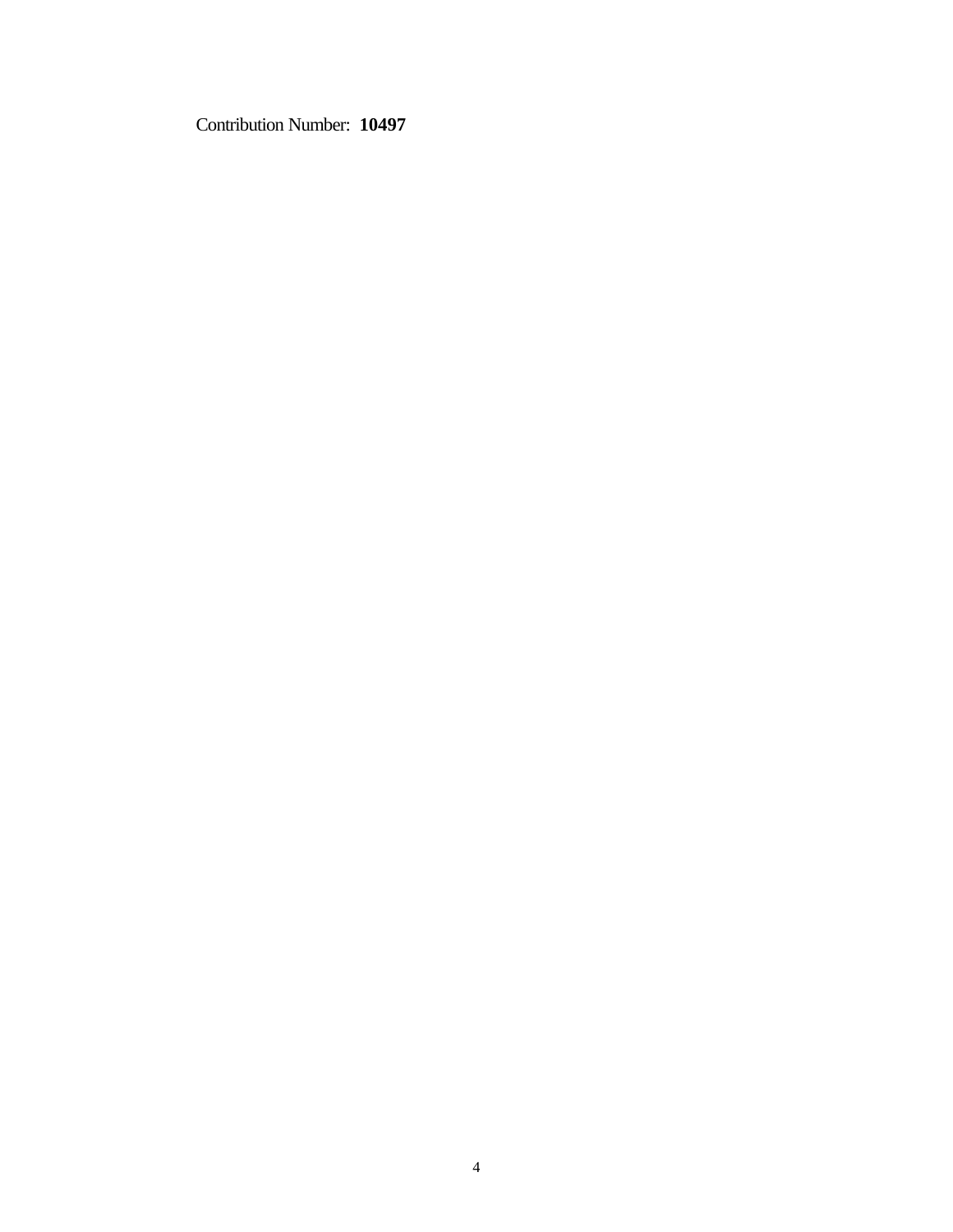Contribution Number: **10497**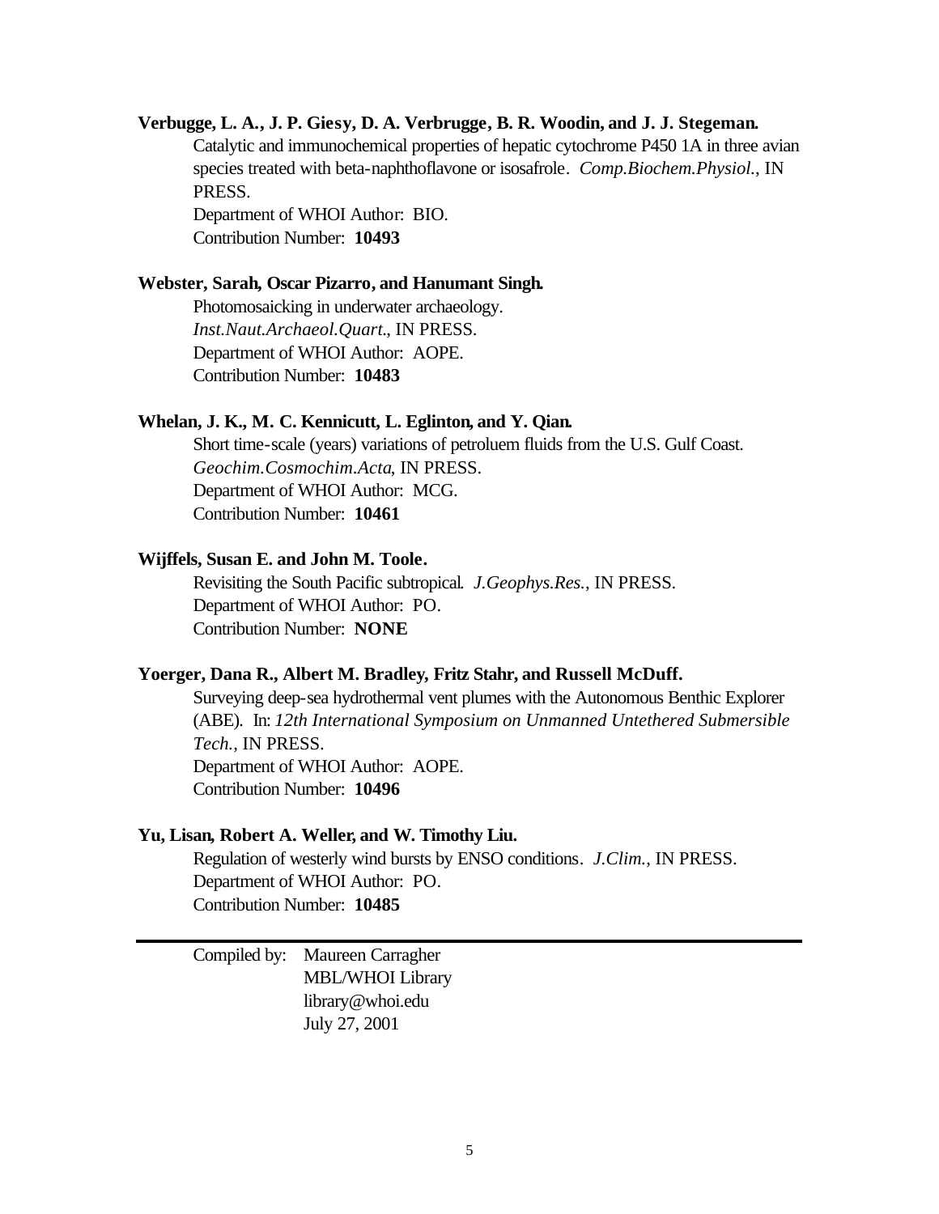**Verbugge, L. A., J. P. Giesy, D. A. Verbrugge, B. R. Woodin, and J. J. Stegeman.**

Catalytic and immunochemical properties of hepatic cytochrome P450 1A in three avian species treated with beta-naphthoflavone or isosafrole. *Comp.Biochem.Physiol.*, IN PRESS.
Department of WHOI Author: BIO.
Contribution Number: **10493**

**Webster, Sarah, Oscar Pizarro, and Hanumant Singh.**

Photomosaicking in underwater archaeology. *Inst.Naut.Archaeol.Quart.*, IN PRESS.
Department of WHOI Author: AOPE.
Contribution Number: **10483**

**Whelan, J. K., M. C. Kennicutt, L. Eglinton, and Y. Qian.**

Short time-scale (years) variations of petroluem fluids from the U.S. Gulf Coast. *Geochim.Cosmochim.Acta*, IN PRESS.
Department of WHOI Author: MCG.
Contribution Number: **10461**

**Wijffels, Susan E. and John M. Toole.**

Revisiting the South Pacific subtropical. *J.Geophys.Res.*, IN PRESS.
Department of WHOI Author: PO.
Contribution Number: **NONE**

**Yoerger, Dana R., Albert M. Bradley, Fritz Stahr, and Russell McDuff.**

Surveying deep-sea hydrothermal vent plumes with the Autonomous Benthic Explorer (ABE). In: *12th International Symposium on Unmanned Untethered Submersible Tech.*, IN PRESS.
Department of WHOI Author: AOPE.
Contribution Number: **10496**

**Yu, Lisan, Robert A. Weller, and W. Timothy Liu.**

Regulation of westerly wind bursts by ENSO conditions. *J.Clim.*, IN PRESS.
Department of WHOI Author: PO.
Contribution Number: **10485**

---

Compiled by: Maureen Carragher
MBL/WHOI Library
library@whoi.edu
July 27, 2001